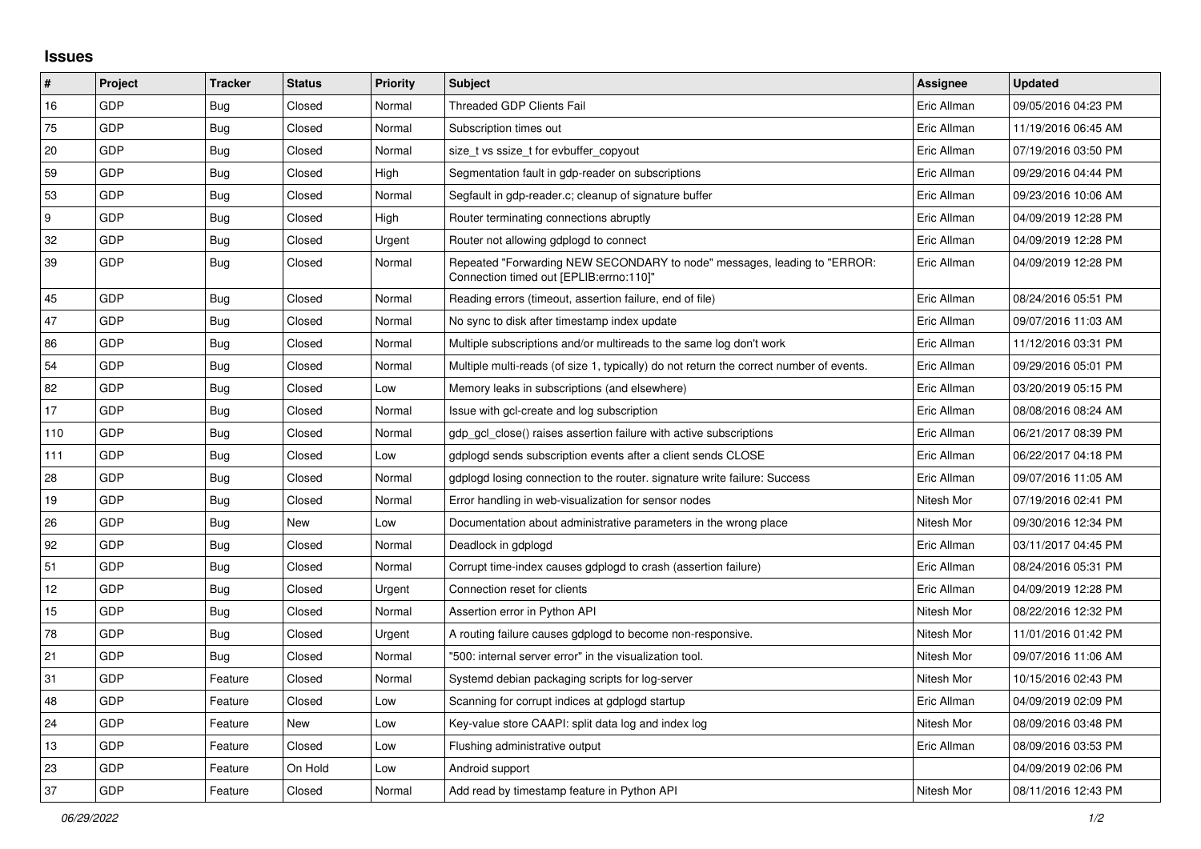## Issues

| # | Project | Tracker | Status | Priority | Subject | Assignee | Updated |
|---|---|---|---|---|---|---|---|
| 16 | GDP | Bug | Closed | Normal | Threaded GDP Clients Fail | Eric Allman | 09/05/2016 04:23 PM |
| 75 | GDP | Bug | Closed | Normal | Subscription times out | Eric Allman | 11/19/2016 06:45 AM |
| 20 | GDP | Bug | Closed | Normal | size_t vs ssize_t for evbuffer_copyout | Eric Allman | 07/19/2016 03:50 PM |
| 59 | GDP | Bug | Closed | High | Segmentation fault in gdp-reader on subscriptions | Eric Allman | 09/29/2016 04:44 PM |
| 53 | GDP | Bug | Closed | Normal | Segfault in gdp-reader.c; cleanup of signature buffer | Eric Allman | 09/23/2016 10:06 AM |
| 9 | GDP | Bug | Closed | High | Router terminating connections abruptly | Eric Allman | 04/09/2019 12:28 PM |
| 32 | GDP | Bug | Closed | Urgent | Router not allowing gdplogd to connect | Eric Allman | 04/09/2019 12:28 PM |
| 39 | GDP | Bug | Closed | Normal | Repeated "Forwarding NEW SECONDARY to node" messages, leading to "ERROR: Connection timed out [EPLIB:errno:110]" | Eric Allman | 04/09/2019 12:28 PM |
| 45 | GDP | Bug | Closed | Normal | Reading errors (timeout, assertion failure, end of file) | Eric Allman | 08/24/2016 05:51 PM |
| 47 | GDP | Bug | Closed | Normal | No sync to disk after timestamp index update | Eric Allman | 09/07/2016 11:03 AM |
| 86 | GDP | Bug | Closed | Normal | Multiple subscriptions and/or multireads to the same log don't work | Eric Allman | 11/12/2016 03:31 PM |
| 54 | GDP | Bug | Closed | Normal | Multiple multi-reads (of size 1, typically) do not return the correct number of events. | Eric Allman | 09/29/2016 05:01 PM |
| 82 | GDP | Bug | Closed | Low | Memory leaks in subscriptions (and elsewhere) | Eric Allman | 03/20/2019 05:15 PM |
| 17 | GDP | Bug | Closed | Normal | Issue with gcl-create and log subscription | Eric Allman | 08/08/2016 08:24 AM |
| 110 | GDP | Bug | Closed | Normal | gdp_gcl_close() raises assertion failure with active subscriptions | Eric Allman | 06/21/2017 08:39 PM |
| 111 | GDP | Bug | Closed | Low | gdplogd sends subscription events after a client sends CLOSE | Eric Allman | 06/22/2017 04:18 PM |
| 28 | GDP | Bug | Closed | Normal | gdplogd losing connection to the router. signature write failure: Success | Eric Allman | 09/07/2016 11:05 AM |
| 19 | GDP | Bug | Closed | Normal | Error handling in web-visualization for sensor nodes | Nitesh Mor | 07/19/2016 02:41 PM |
| 26 | GDP | Bug | New | Low | Documentation about administrative parameters in the wrong place | Nitesh Mor | 09/30/2016 12:34 PM |
| 92 | GDP | Bug | Closed | Normal | Deadlock in gdplogd | Eric Allman | 03/11/2017 04:45 PM |
| 51 | GDP | Bug | Closed | Normal | Corrupt time-index causes gdplogd to crash (assertion failure) | Eric Allman | 08/24/2016 05:31 PM |
| 12 | GDP | Bug | Closed | Urgent | Connection reset for clients | Eric Allman | 04/09/2019 12:28 PM |
| 15 | GDP | Bug | Closed | Normal | Assertion error in Python API | Nitesh Mor | 08/22/2016 12:32 PM |
| 78 | GDP | Bug | Closed | Urgent | A routing failure causes gdplogd to become non-responsive. | Nitesh Mor | 11/01/2016 01:42 PM |
| 21 | GDP | Bug | Closed | Normal | "500: internal server error" in the visualization tool. | Nitesh Mor | 09/07/2016 11:06 AM |
| 31 | GDP | Feature | Closed | Normal | Systemd debian packaging scripts for log-server | Nitesh Mor | 10/15/2016 02:43 PM |
| 48 | GDP | Feature | Closed | Low | Scanning for corrupt indices at gdplogd startup | Eric Allman | 04/09/2019 02:09 PM |
| 24 | GDP | Feature | New | Low | Key-value store CAAPI: split data log and index log | Nitesh Mor | 08/09/2016 03:48 PM |
| 13 | GDP | Feature | Closed | Low | Flushing administrative output | Eric Allman | 08/09/2016 03:53 PM |
| 23 | GDP | Feature | On Hold | Low | Android support | | 04/09/2019 02:06 PM |
| 37 | GDP | Feature | Closed | Normal | Add read by timestamp feature in Python API | Nitesh Mor | 08/11/2016 12:43 PM |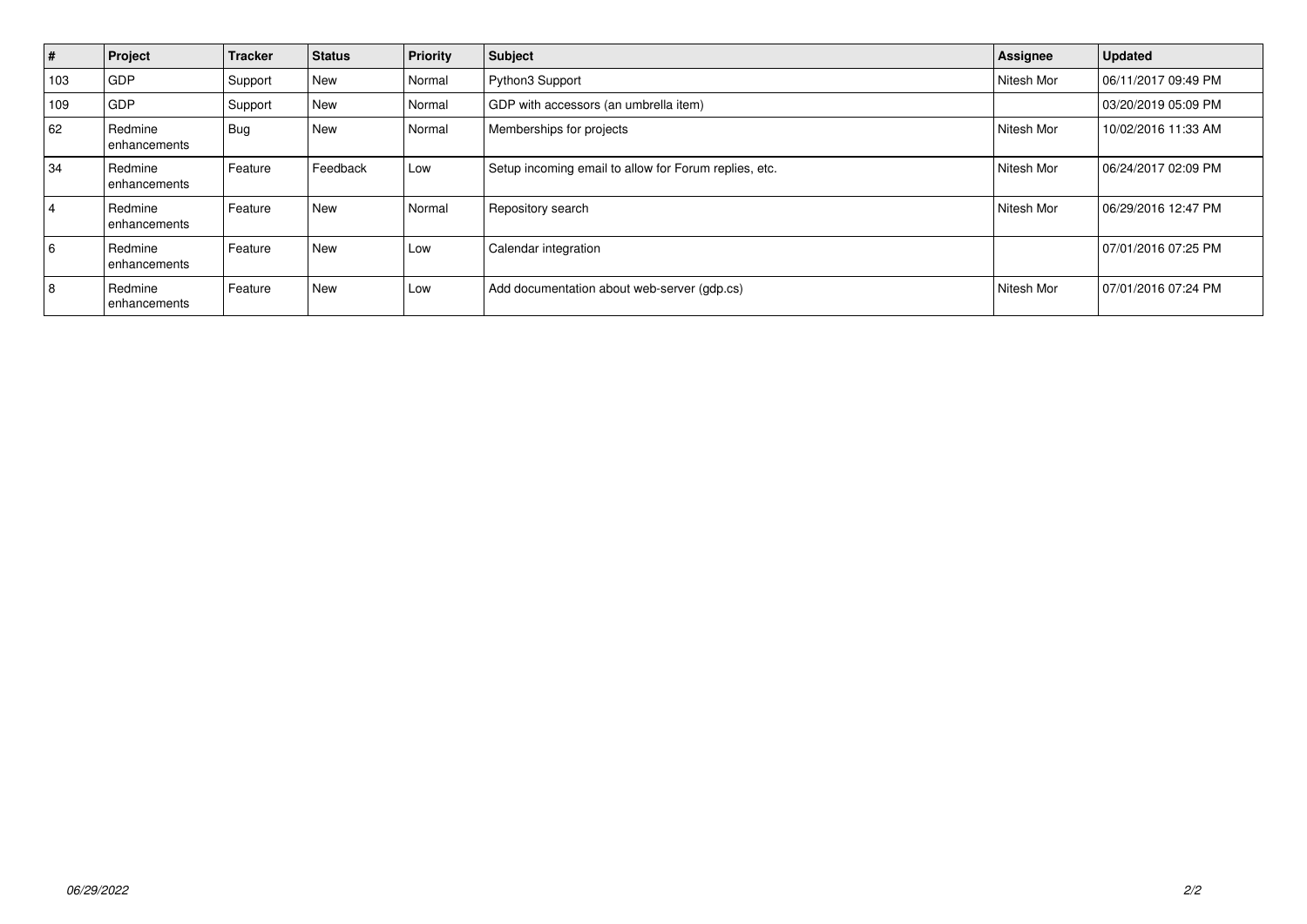| # | Project | Tracker | Status | Priority | Subject | Assignee | Updated |
|---|---|---|---|---|---|---|---|
| 103 | GDP | Support | New | Normal | Python3 Support | Nitesh Mor | 06/11/2017 09:49 PM |
| 109 | GDP | Support | New | Normal | GDP with accessors (an umbrella item) | | 03/20/2019 05:09 PM |
| 62 | Redmine enhancements | Bug | New | Normal | Memberships for projects | Nitesh Mor | 10/02/2016 11:33 AM |
| 34 | Redmine enhancements | Feature | Feedback | Low | Setup incoming email to allow for Forum replies, etc. | Nitesh Mor | 06/24/2017 02:09 PM |
| 4 | Redmine enhancements | Feature | New | Normal | Repository search | Nitesh Mor | 06/29/2016 12:47 PM |
| 6 | Redmine enhancements | Feature | New | Low | Calendar integration | | 07/01/2016 07:25 PM |
| 8 | Redmine enhancements | Feature | New | Low | Add documentation about web-server (gdp.cs) | Nitesh Mor | 07/01/2016 07:24 PM |